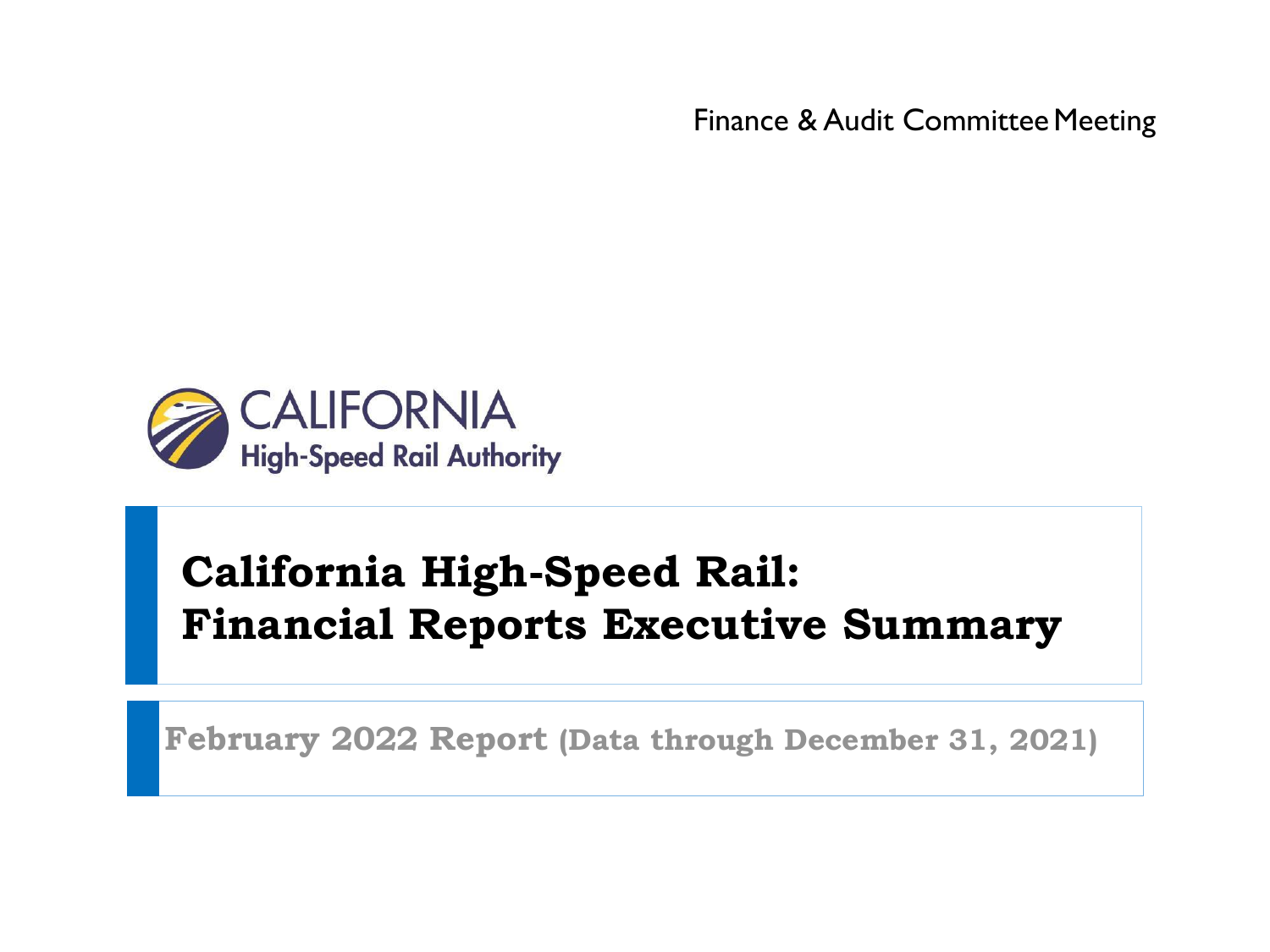Finance & Audit Committee Meeting

CALIFORNIA
High-Speed Rail Authority

# California High-Speed Rail: Financial Reports Executive Summary

**February 2022 Report (Data through December 31, 2021)**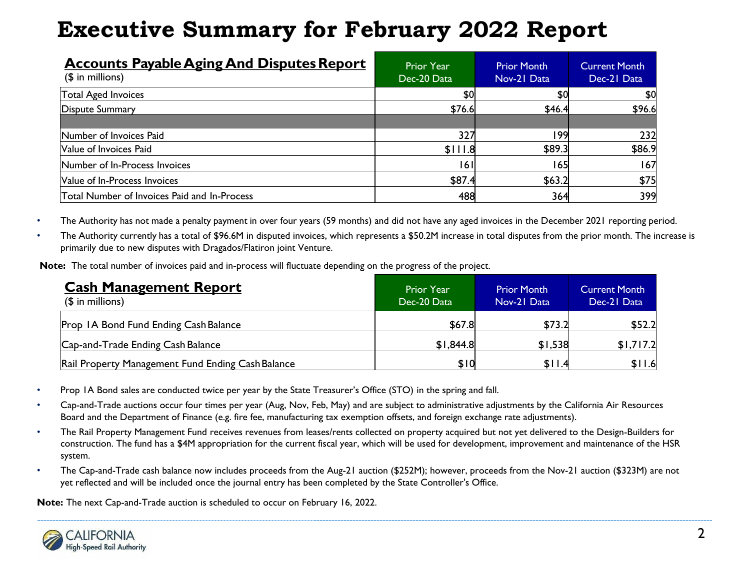# Executive Summary for February 2022 Report

| **Accounts Payable Aging And Disputes Report** ($ in millions) | Prior Year Dec-20 Data | Prior Month Nov-21 Data | Current Month Dec-21 Data |
|---|---|---|---|
| Total Aged Invoices | $0 | $0 | $0 |
| Dispute Summary | $76.6 | $46.4 | $96.6 |
| | | | |
| Number of Invoices Paid | 327 | 199 | 232 |
| Value of Invoices Paid | $111.8 | $89.3 | $86.9 |
| Number of In-Process Invoices | 161 | 165 | 167 |
| Value of In-Process Invoices | $87.4 | $63.2 | $75 |
| Total Number of Invoices Paid and In-Process | 488 | 364 | 399 |

- The Authority has not made a penalty payment in over four years (59 months) and did not have any aged invoices in the December 2021 reporting period.
- The Authority currently has a total of $96.6M in disputed invoices, which represents a $50.2M increase in total disputes from the prior month. The increase is primarily due to new disputes with Dragados/Flatiron joint Venture.

**Note:** The total number of invoices paid and in-process will fluctuate depending on the progress of the project.

| **Cash Management Report** ($ in millions) | Prior Year Dec-20 Data | Prior Month Nov-21 Data | Current Month Dec-21 Data |
|---|---|---|---|
| Prop 1A Bond Fund Ending Cash Balance | $67.8 | $73.2 | $52.2 |
| Cap-and-Trade Ending Cash Balance | $1,844.8 | $1,538 | $1,717.2 |
| Rail Property Management Fund Ending Cash Balance | $10 | $11.4 | $11.6 |

- Prop 1A Bond sales are conducted twice per year by the State Treasurer's Office (STO) in the spring and fall.
- Cap-and-Trade auctions occur four times per year (Aug, Nov, Feb, May) and are subject to administrative adjustments by the California Air Resources Board and the Department of Finance (e.g. fire fee, manufacturing tax exemption offsets, and foreign exchange rate adjustments).
- The Rail Property Management Fund receives revenues from leases/rents collected on property acquired but not yet delivered to the Design-Builders for construction. The fund has a $4M appropriation for the current fiscal year, which will be used for development, improvement and maintenance of the HSR system.
- The Cap-and-Trade cash balance now includes proceeds from the Aug-21 auction ($252M); however, proceeds from the Nov-21 auction ($323M) are not yet reflected and will be included once the journal entry has been completed by the State Controller's Office.

**Note:** The next Cap-and-Trade auction is scheduled to occur on February 16, 2022.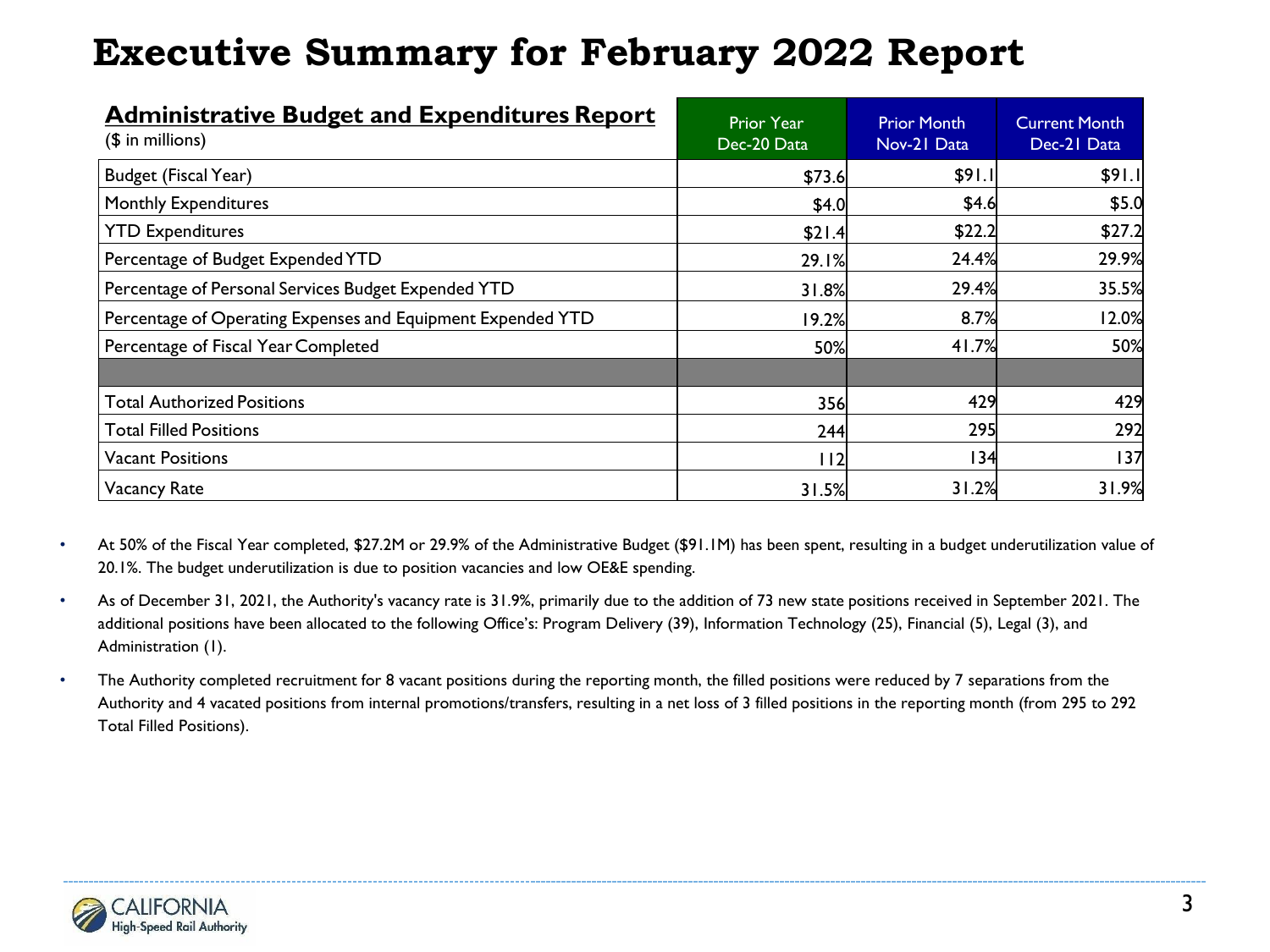# Executive Summary for February 2022 Report

| **Administrative Budget and Expenditures Report** ($ in millions) | Prior Year Dec-20 Data | Prior Month Nov-21 Data | Current Month Dec-21 Data |
|---|---|---|---|
| Budget (Fiscal Year) | $73.6 | $91.1 | $91.1 |
| Monthly Expenditures | $4.0 | $4.6 | $5.0 |
| YTD Expenditures | $21.4 | $22.2 | $27.2 |
| Percentage of Budget Expended YTD | 29.1% | 24.4% | 29.9% |
| Percentage of Personal Services Budget Expended YTD | 31.8% | 29.4% | 35.5% |
| Percentage of Operating Expenses and Equipment Expended YTD | 19.2% | 8.7% | 12.0% |
| Percentage of Fiscal Year Completed | 50% | 41.7% | 50% |
| | | | |
| Total Authorized Positions | 356 | 429 | 429 |
| Total Filled Positions | 244 | 295 | 292 |
| Vacant Positions | 112 | 134 | 137 |
| Vacancy Rate | 31.5% | 31.2% | 31.9% |

- At 50% of the Fiscal Year completed, $27.2M or 29.9% of the Administrative Budget ($91.1M) has been spent, resulting in a budget underutilization value of 20.1%. The budget underutilization is due to position vacancies and low OE&E spending.
- As of December 31, 2021, the Authority's vacancy rate is 31.9%, primarily due to the addition of 73 new state positions received in September 2021. The additional positions have been allocated to the following Office's: Program Delivery (39), Information Technology (25), Financial (5), Legal (3), and Administration (1).
- The Authority completed recruitment for 8 vacant positions during the reporting month, the filled positions were reduced by 7 separations from the Authority and 4 vacated positions from internal promotions/transfers, resulting in a net loss of 3 filled positions in the reporting month (from 295 to 292 Total Filled Positions).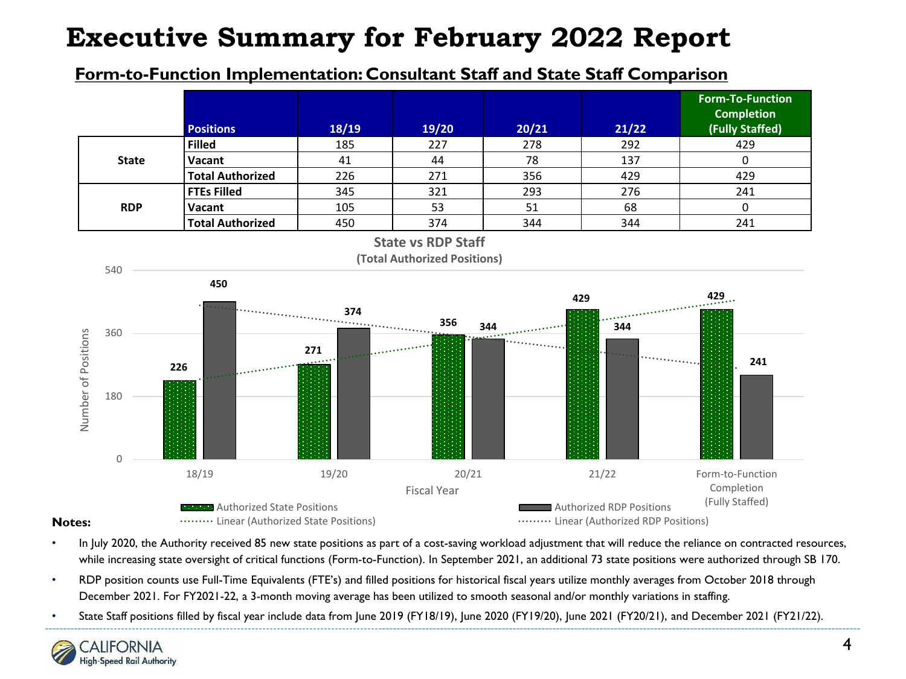# Executive Summary for February 2022 Report

## Form-to-Function Implementation: Consultant Staff and State Staff Comparison

| | Positions | 18/19 | 19/20 | 20/21 | 21/22 | Form-To-Function Completion (Fully Staffed) |
|---|---|---|---|---|---|---|
| State | Filled | 185 | 227 | 278 | 292 | 429 |
| | Vacant | 41 | 44 | 78 | 137 | 0 |
| | Total Authorized | 226 | 271 | 356 | 429 | 429 |
| RDP | FTEs Filled | 345 | 321 | 293 | 276 | 241 |
| | Vacant | 105 | 53 | 51 | 68 | 0 |
| | Total Authorized | 450 | 374 | 344 | 344 | 241 |

**State vs RDP Staff**
**(Total Authorized Positions)**

| Fiscal Year | Authorized State Positions | Authorized RDP Positions |
|---|---|---|
| 18/19 | 226 | 450 |
| 19/20 | 271 | 374 |
| 20/21 | 356 | 344 |
| 21/22 | 429 | 344 |
| Form-to-Function Completion (Fully Staffed) | 429 | 241 |

Legend: Authorized State Positions; Authorized RDP Positions; Linear (Authorized State Positions); Linear (Authorized RDP Positions)

**Notes:**

- In July 2020, the Authority received 85 new state positions as part of a cost-saving workload adjustment that will reduce the reliance on contracted resources, while increasing state oversight of critical functions (Form-to-Function). In September 2021, an additional 73 state positions were authorized through SB 170.
- RDP position counts use Full-Time Equivalents (FTE's) and filled positions for historical fiscal years utilize monthly averages from October 2018 through December 2021. For FY2021-22, a 3-month moving average has been utilized to smooth seasonal and/or monthly variations in staffing.
- State Staff positions filled by fiscal year include data from June 2019 (FY18/19), June 2020 (FY19/20), June 2021 (FY20/21), and December 2021 (FY21/22).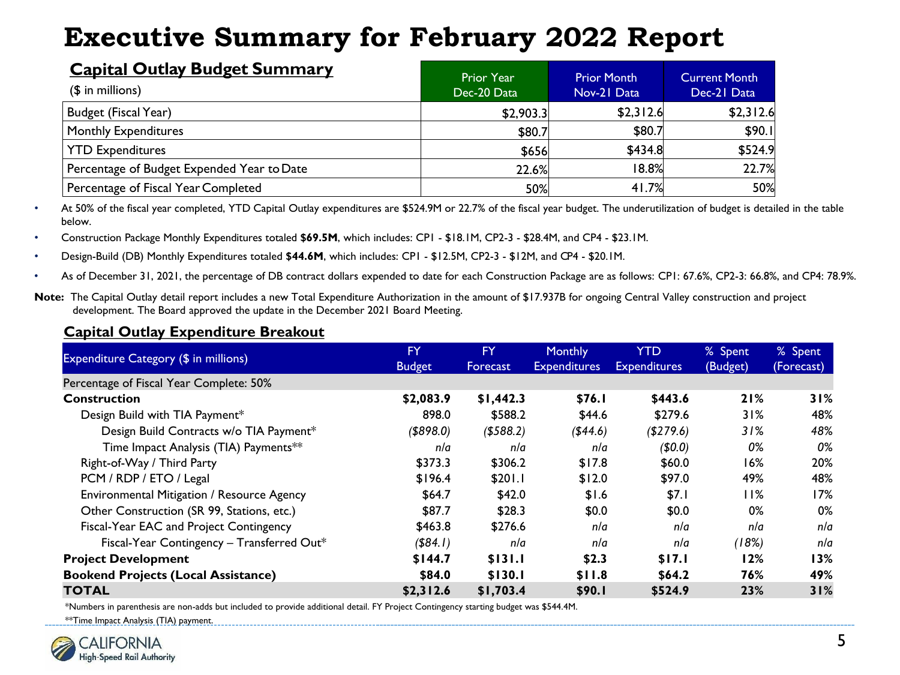# Executive Summary for February 2022 Report

## Capital Outlay Budget Summary

| ($ in millions) | Prior Year Dec-20 Data | Prior Month Nov-21 Data | Current Month Dec-21 Data |
|---|---|---|---|
| Budget (Fiscal Year) | $2,903.3 | $2,312.6 | $2,312.6 |
| Monthly Expenditures | $80.7 | $80.7 | $90.1 |
| YTD Expenditures | $656 | $434.8 | $524.9 |
| Percentage of Budget Expended Year to Date | 22.6% | 18.8% | 22.7% |
| Percentage of Fiscal Year Completed | 50% | 41.7% | 50% |

- At 50% of the fiscal year completed, YTD Capital Outlay expenditures are $524.9M or 22.7% of the fiscal year budget. The underutilization of budget is detailed in the table below.
- Construction Package Monthly Expenditures totaled **$69.5M**, which includes: CP1 - $18.1M, CP2-3 - $28.4M, and CP4 - $23.1M.
- Design-Build (DB) Monthly Expenditures totaled **$44.6M**, which includes: CP1 - $12.5M, CP2-3 - $12M, and CP4 - $20.1M.
- As of December 31, 2021, the percentage of DB contract dollars expended to date for each Construction Package are as follows: CP1: 67.6%, CP2-3: 66.8%, and CP4: 78.9%.

**Note:** The Capital Outlay detail report includes a new Total Expenditure Authorization in the amount of $17.937B for ongoing Central Valley construction and project development. The Board approved the update in the December 2021 Board Meeting.

## Capital Outlay Expenditure Breakout

| Expenditure Category ($ in millions) | FY Budget | FY Forecast | Monthly Expenditures | YTD Expenditures | % Spent (Budget) | % Spent (Forecast) |
|---|---|---|---|---|---|---|
| Percentage of Fiscal Year Complete: 50% | | | | | | |
| **Construction** | **$2,083.9** | **$1,442.3** | **$76.1** | **$443.6** | **21%** | **31%** |
| Design Build with TIA Payment* | 898.0 | $588.2 | $44.6 | $279.6 | 31% | 48% |
| *Design Build Contracts w/o TIA Payment** | *($898.0)* | *($588.2)* | *($44.6)* | *($279.6)* | *31%* | *48%* |
| *Time Impact Analysis (TIA) Payments*** | *n/a* | *n/a* | *n/a* | *($0.0)* | *0%* | *0%* |
| Right-of-Way / Third Party | $373.3 | $306.2 | $17.8 | $60.0 | 16% | 20% |
| PCM / RDP / ETO / Legal | $196.4 | $201.1 | $12.0 | $97.0 | 49% | 48% |
| Environmental Mitigation / Resource Agency | $64.7 | $42.0 | $1.6 | $7.1 | 11% | 17% |
| Other Construction (SR 99, Stations, etc.) | $87.7 | $28.3 | $0.0 | $0.0 | 0% | 0% |
| Fiscal-Year EAC and Project Contingency | $463.8 | $276.6 | *n/a* | *n/a* | *n/a* | *n/a* |
| *Fiscal-Year Contingency – Transferred Out** | *($84.1)* | *n/a* | *n/a* | *n/a* | *(18%)* | *n/a* |
| **Project Development** | **$144.7** | **$131.1** | **$2.3** | **$17.1** | **12%** | **13%** |
| **Bookend Projects (Local Assistance)** | **$84.0** | **$130.1** | **$11.8** | **$64.2** | **76%** | **49%** |
| **TOTAL** | **$2,312.6** | **$1,703.4** | **$90.1** | **$524.9** | **23%** | **31%** |

*Numbers in parenthesis are non-adds but included to provide additional detail. FY Project Contingency starting budget was $544.4M.

**Time Impact Analysis (TIA) payment.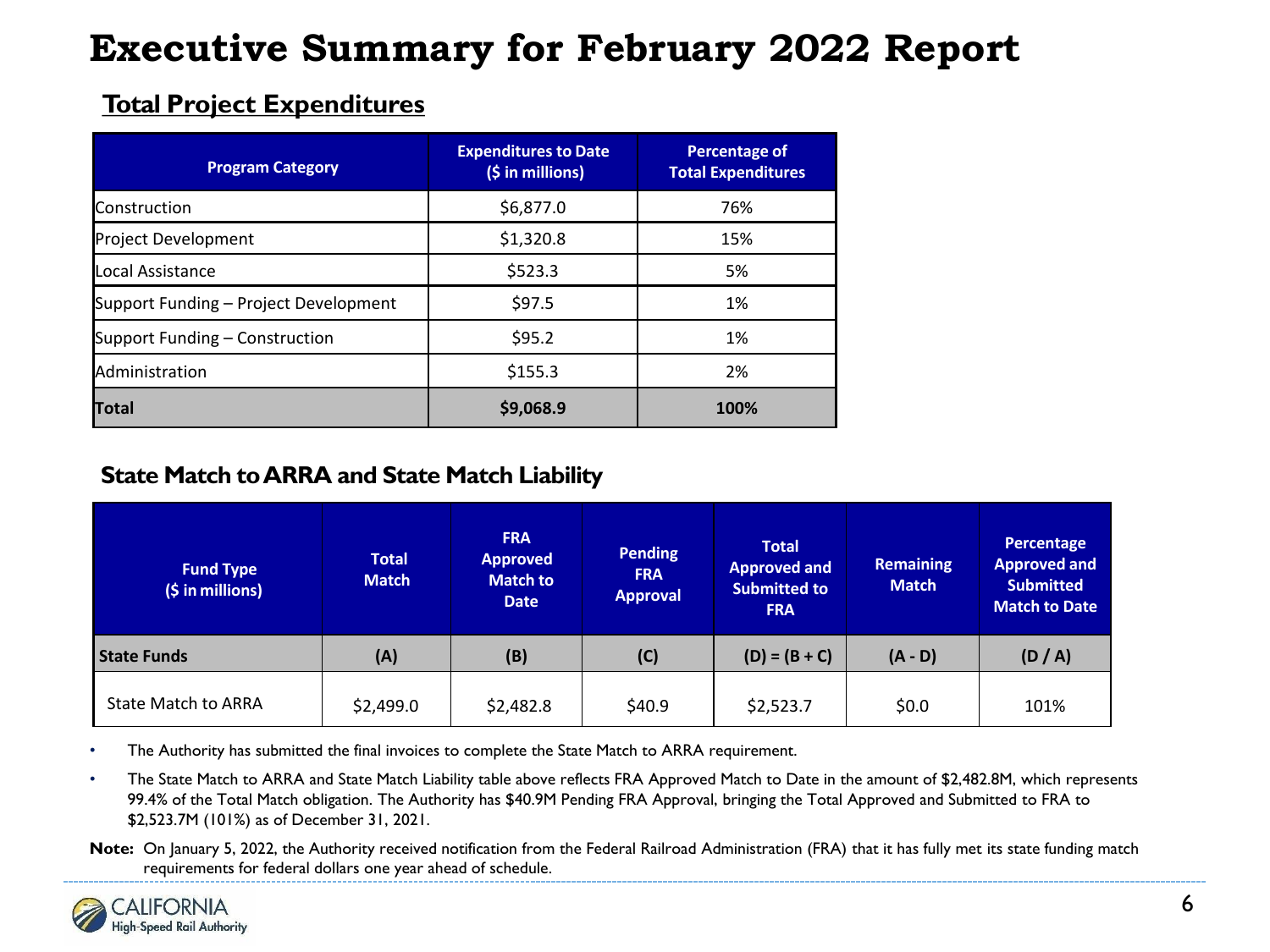# Executive Summary for February 2022 Report

## Total Project Expenditures

| Program Category | Expenditures to Date ($ in millions) | Percentage of Total Expenditures |
|---|---|---|
| Construction | $6,877.0 | 76% |
| Project Development | $1,320.8 | 15% |
| Local Assistance | $523.3 | 5% |
| Support Funding – Project Development | $97.5 | 1% |
| Support Funding – Construction | $95.2 | 1% |
| Administration | $155.3 | 2% |
| **Total** | **$9,068.9** | **100%** |

## State Match to ARRA and State Match Liability

| Fund Type ($ in millions) | Total Match | FRA Approved Match to Date | Pending FRA Approval | Total Approved and Submitted to FRA | Remaining Match | Percentage Approved and Submitted Match to Date |
|---|---|---|---|---|---|---|
| **State Funds** | **(A)** | **(B)** | **(C)** | **(D) = (B + C)** | **(A - D)** | **(D / A)** |
| State Match to ARRA | $2,499.0 | $2,482.8 | $40.9 | $2,523.7 | $0.0 | 101% |

- The Authority has submitted the final invoices to complete the State Match to ARRA requirement.
- The State Match to ARRA and State Match Liability table above reflects FRA Approved Match to Date in the amount of $2,482.8M, which represents 99.4% of the Total Match obligation. The Authority has $40.9M Pending FRA Approval, bringing the Total Approved and Submitted to FRA to $2,523.7M (101%) as of December 31, 2021.

**Note:** On January 5, 2022, the Authority received notification from the Federal Railroad Administration (FRA) that it has fully met its state funding match requirements for federal dollars one year ahead of schedule.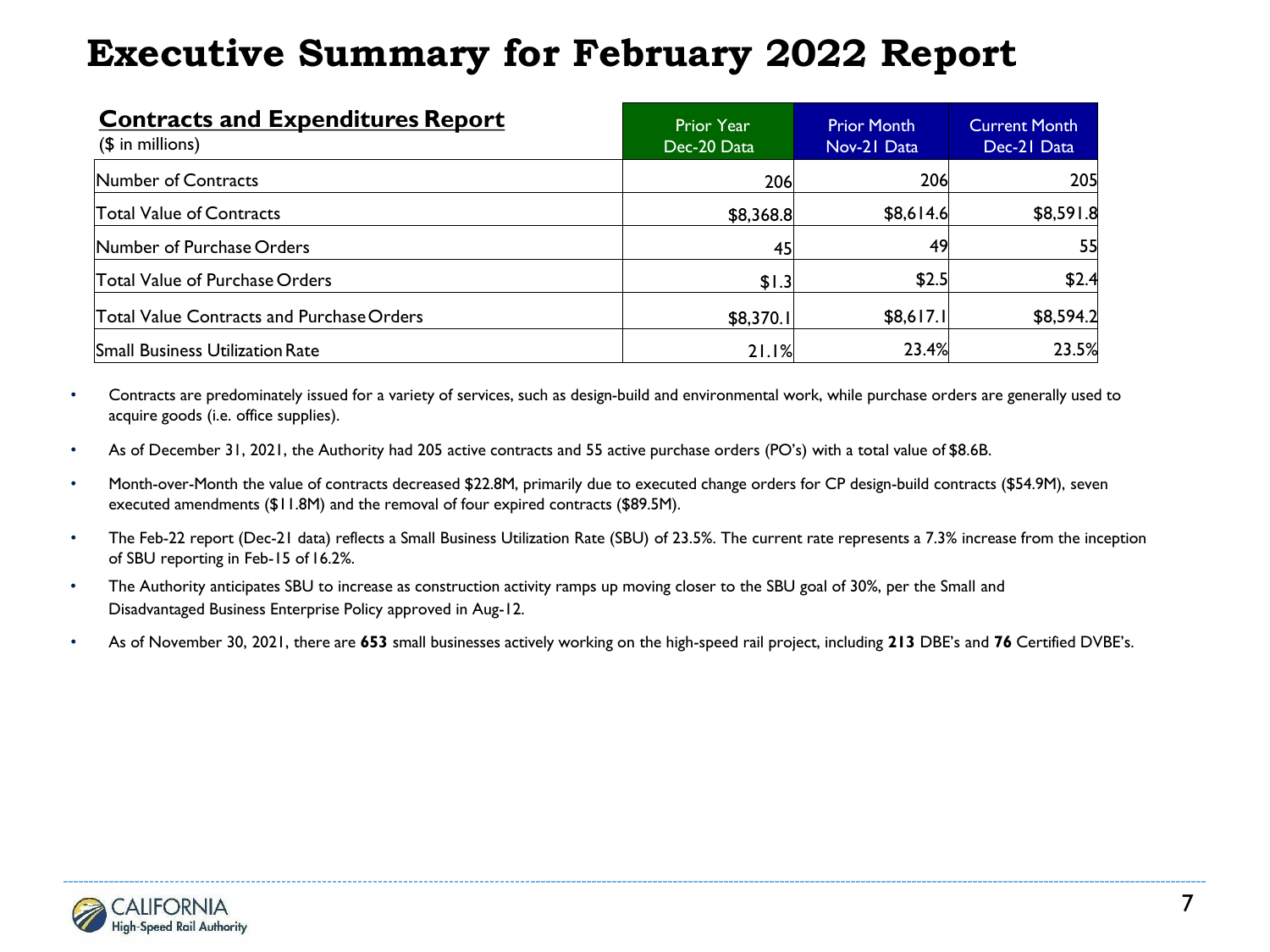# Executive Summary for February 2022 Report

| **Contracts and Expenditures Report** ($ in millions) | Prior Year Dec-20 Data | Prior Month Nov-21 Data | Current Month Dec-21 Data |
|---|---|---|---|
| Number of Contracts | 206 | 206 | 205 |
| Total Value of Contracts | $8,368.8 | $8,614.6 | $8,591.8 |
| Number of Purchase Orders | 45 | 49 | 55 |
| Total Value of Purchase Orders | $1.3 | $2.5 | $2.4 |
| Total Value Contracts and Purchase Orders | $8,370.1 | $8,617.1 | $8,594.2 |
| Small Business Utilization Rate | 21.1% | 23.4% | 23.5% |

- Contracts are predominately issued for a variety of services, such as design-build and environmental work, while purchase orders are generally used to acquire goods (i.e. office supplies).
- As of December 31, 2021, the Authority had 205 active contracts and 55 active purchase orders (PO's) with a total value of $8.6B.
- Month-over-Month the value of contracts decreased $22.8M, primarily due to executed change orders for CP design-build contracts ($54.9M), seven executed amendments ($11.8M) and the removal of four expired contracts ($89.5M).
- The Feb-22 report (Dec-21 data) reflects a Small Business Utilization Rate (SBU) of 23.5%. The current rate represents a 7.3% increase from the inception of SBU reporting in Feb-15 of 16.2%.
- The Authority anticipates SBU to increase as construction activity ramps up moving closer to the SBU goal of 30%, per the Small and Disadvantaged Business Enterprise Policy approved in Aug-12.
- As of November 30, 2021, there are **653** small businesses actively working on the high-speed rail project, including **213** DBE's and **76** Certified DVBE's.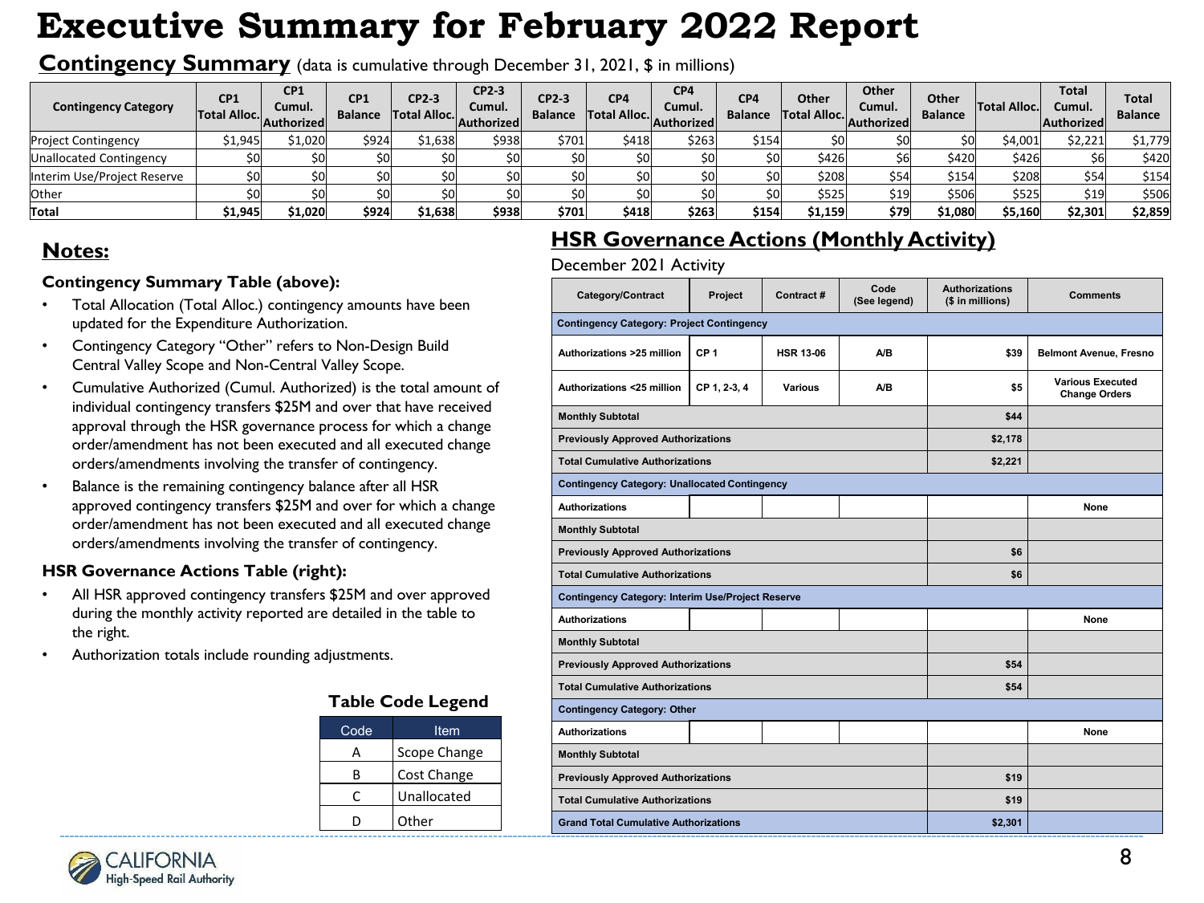# Executive Summary for February 2022 Report

## Contingency Summary (data is cumulative through December 31, 2021, $ in millions)

| Contingency Category | CP1 Total Alloc. | CP1 Cumul. Authorized | CP1 Balance | CP2-3 Total Alloc. | CP2-3 Cumul. Authorized | CP2-3 Balance | CP4 Total Alloc. | CP4 Cumul. Authorized | CP4 Balance | Other Total Alloc. | Other Cumul. Authorized | Other Balance | Total Alloc. | Total Cumul. Authorized | Total Balance |
|---|---|---|---|---|---|---|---|---|---|---|---|---|---|---|---|
| Project Contingency | $1,945 | $1,020 | $924 | $1,638 | $938 | $701 | $418 | $263 | $154 | $0 | $0 | $0 | $4,001 | $2,221 | $1,779 |
| Unallocated Contingency | $0 | $0 | $0 | $0 | $0 | $0 | $0 | $0 | $0 | $426 | $6 | $420 | $426 | $6 | $420 |
| Interim Use/Project Reserve | $0 | $0 | $0 | $0 | $0 | $0 | $0 | $0 | $0 | $208 | $54 | $154 | $208 | $54 | $154 |
| Other | $0 | $0 | $0 | $0 | $0 | $0 | $0 | $0 | $0 | $525 | $19 | $506 | $525 | $19 | $506 |
| **Total** | **$1,945** | **$1,020** | **$924** | **$1,638** | **$938** | **$701** | **$418** | **$263** | **$154** | **$1,159** | **$79** | **$1,080** | **$5,160** | **$2,301** | **$2,859** |

## Notes:

**Contingency Summary Table (above):**

- Total Allocation (Total Alloc.) contingency amounts have been updated for the Expenditure Authorization.
- Contingency Category "Other" refers to Non-Design Build Central Valley Scope and Non-Central Valley Scope.
- Cumulative Authorized (Cumul. Authorized) is the total amount of individual contingency transfers $25M and over that have received approval through the HSR governance process for which a change order/amendment has not been executed and all executed change orders/amendments involving the transfer of contingency.
- Balance is the remaining contingency balance after all HSR approved contingency transfers $25M and over for which a change order/amendment has not been executed and all executed change orders/amendments involving the transfer of contingency.

**HSR Governance Actions Table (right):**

- All HSR approved contingency transfers $25M and over approved during the monthly activity reported are detailed in the table to the right.
- Authorization totals include rounding adjustments.

### Table Code Legend

| Code | Item |
|---|---|
| A | Scope Change |
| B | Cost Change |
| C | Unallocated |
| D | Other |

## HSR Governance Actions (Monthly Activity)

December 2021 Activity

| Category/Contract | Project | Contract # | Code (See legend) | Authorizations ($ in millions) | Comments |
|---|---|---|---|---|---|
| **Contingency Category: Project Contingency** | | | | | |
| Authorizations >25 million | CP 1 | HSR 13-06 | A/B | $39 | Belmont Avenue, Fresno |
| Authorizations <25 million | CP 1, 2-3, 4 | Various | A/B | $5 | Various Executed Change Orders |
| Monthly Subtotal | | | | $44 | |
| Previously Approved Authorizations | | | | $2,178 | |
| Total Cumulative Authorizations | | | | $2,221 | |
| **Contingency Category: Unallocated Contingency** | | | | | |
| Authorizations | | | | | None |
| Monthly Subtotal | | | | | |
| Previously Approved Authorizations | | | | $6 | |
| Total Cumulative Authorizations | | | | $6 | |
| **Contingency Category: Interim Use/Project Reserve** | | | | | |
| Authorizations | | | | | None |
| Monthly Subtotal | | | | | |
| Previously Approved Authorizations | | | | $54 | |
| Total Cumulative Authorizations | | | | $54 | |
| **Contingency Category: Other** | | | | | |
| Authorizations | | | | | None |
| Monthly Subtotal | | | | | |
| Previously Approved Authorizations | | | | $19 | |
| Total Cumulative Authorizations | | | | $19 | |
| **Grand Total Cumulative Authorizations** | | | | $2,301 | |